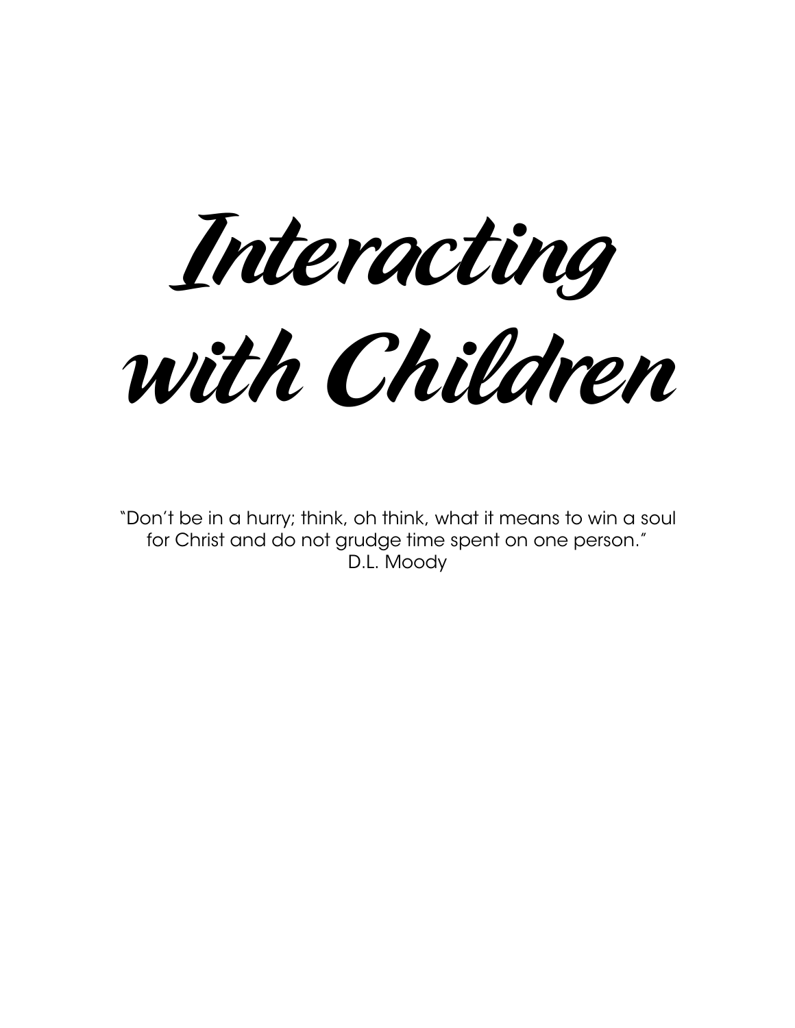# Interacting with Children

"Don't be in a hurry; think, oh think, what it means to win a soul for Christ and do not grudge time spent on one person."
D.L. Moody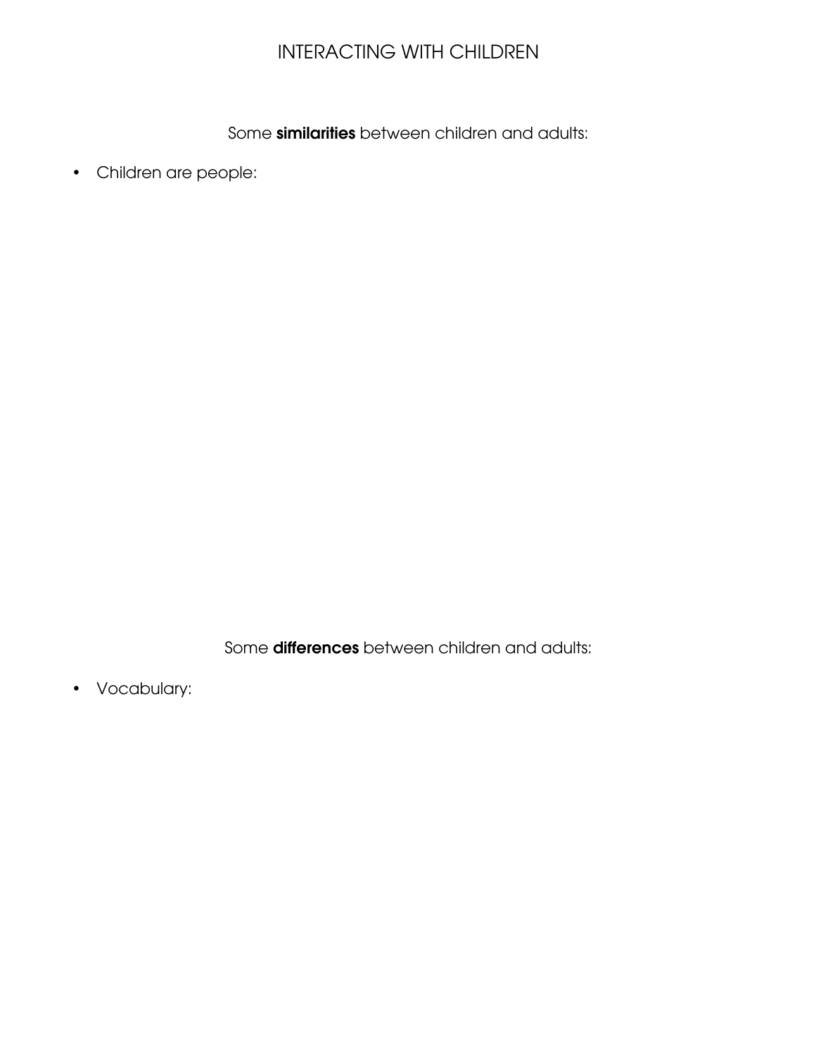# INTERACTING WITH CHILDREN

Some **similarities** between children and adults:

- Children are people:

Some **differences** between children and adults:

- Vocabulary: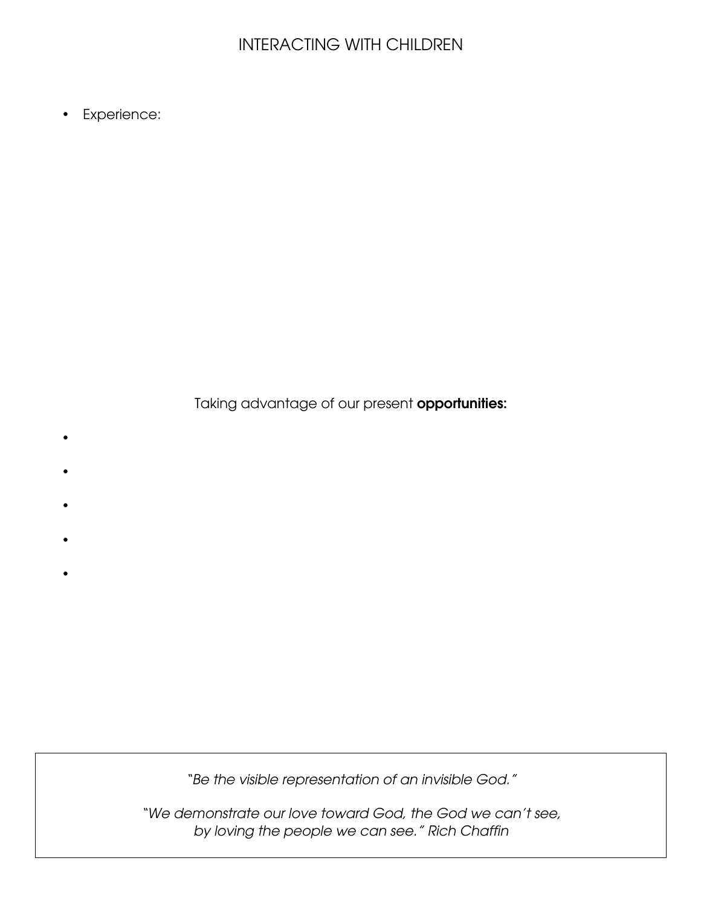# INTERACTING WITH CHILDREN

- Experience:

Taking advantage of our present **opportunities:**

-
-
-
-
-

*"Be the visible representation of an invisible God."*

*"We demonstrate our love toward God, the God we can't see, by loving the people we can see." Rich Chaffin*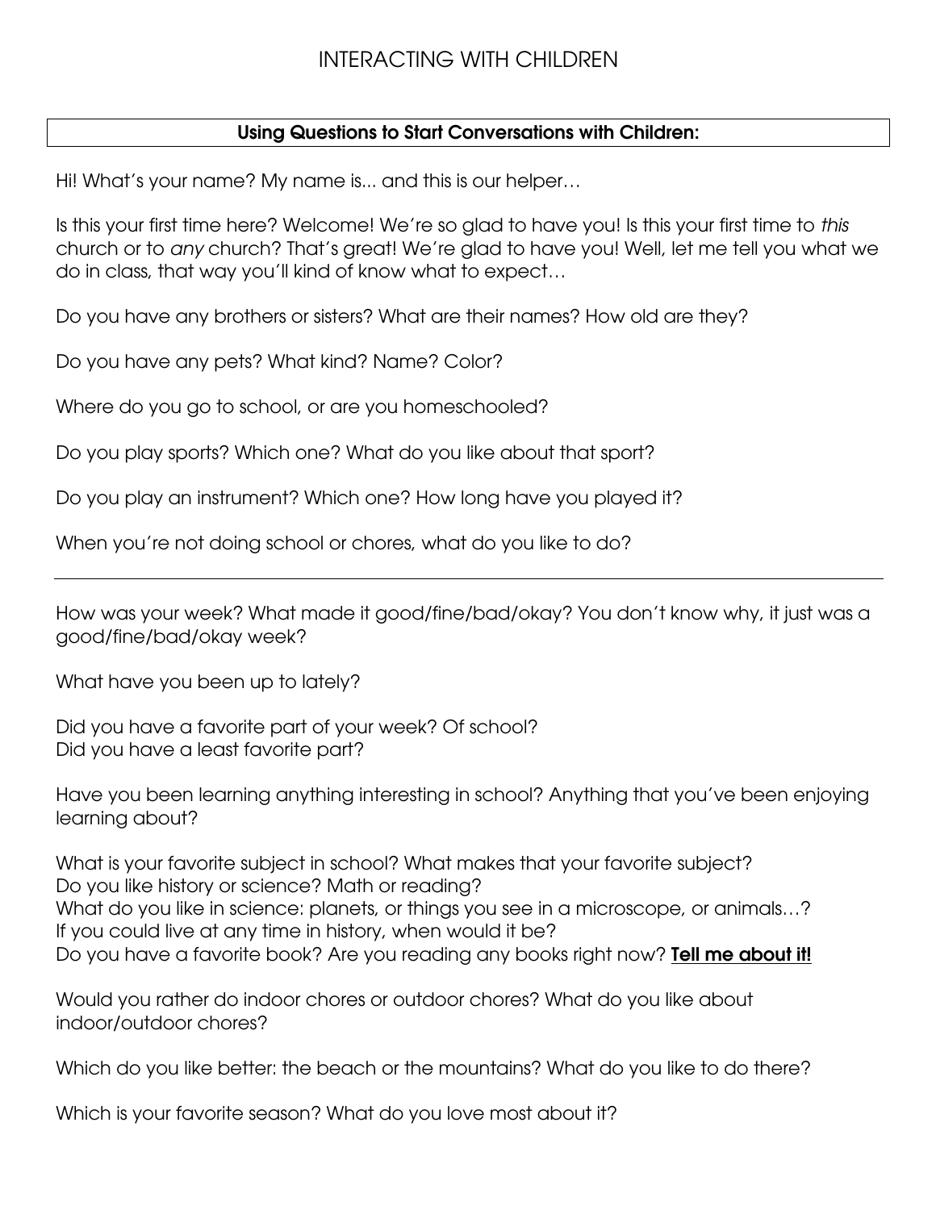# INTERACTING WITH CHILDREN

## Using Questions to Start Conversations with Children:

Hi! What's your name? My name is... and this is our helper…

Is this your first time here? Welcome! We're so glad to have you! Is this your first time to *this* church or to *any* church? That's great! We're glad to have you! Well, let me tell you what we do in class, that way you'll kind of know what to expect…

Do you have any brothers or sisters? What are their names? How old are they?

Do you have any pets? What kind? Name? Color?

Where do you go to school, or are you homeschooled?

Do you play sports? Which one? What do you like about that sport?

Do you play an instrument? Which one? How long have you played it?

When you're not doing school or chores, what do you like to do?

---

How was your week? What made it good/fine/bad/okay? You don't know why, it just was a good/fine/bad/okay week?

What have you been up to lately?

Did you have a favorite part of your week? Of school?
Did you have a least favorite part?

Have you been learning anything interesting in school? Anything that you've been enjoying learning about?

What is your favorite subject in school? What makes that your favorite subject?
Do you like history or science? Math or reading?
What do you like in science: planets, or things you see in a microscope, or animals…?
If you could live at any time in history, when would it be?
Do you have a favorite book? Are you reading any books right now? **Tell me about it!**

Would you rather do indoor chores or outdoor chores? What do you like about indoor/outdoor chores?

Which do you like better: the beach or the mountains? What do you like to do there?

Which is your favorite season? What do you love most about it?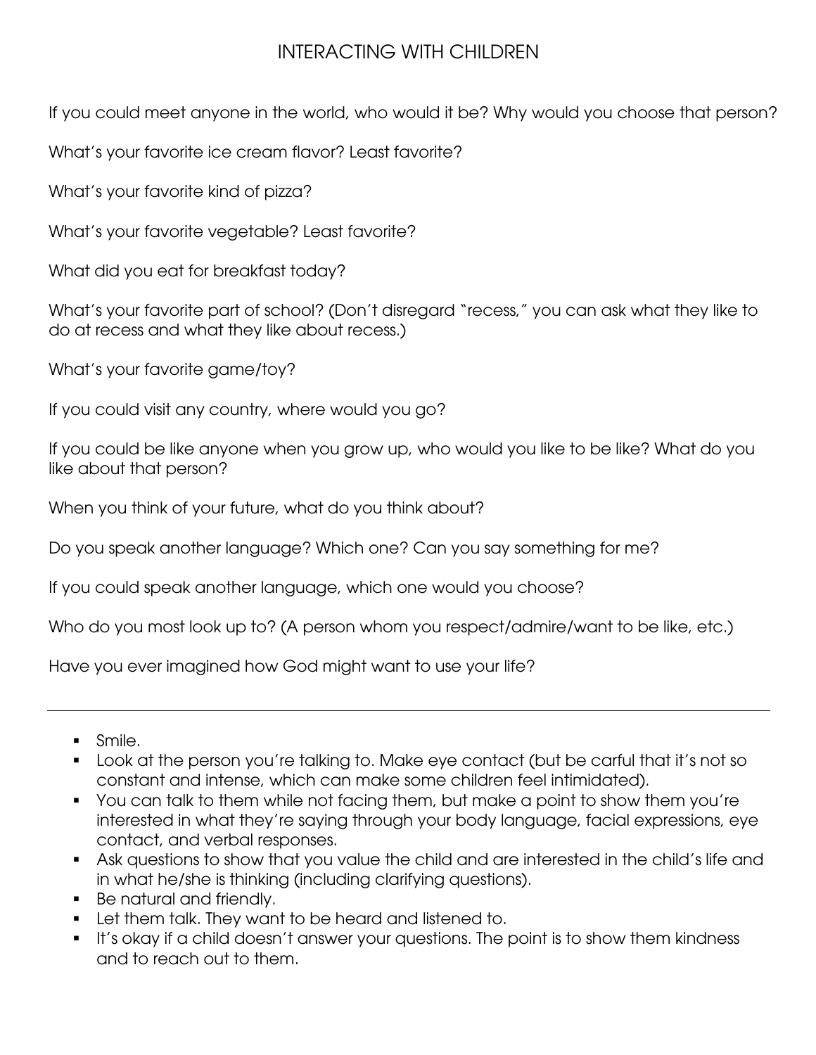# INTERACTING WITH CHILDREN

If you could meet anyone in the world, who would it be? Why would you choose that person?

What's your favorite ice cream flavor? Least favorite?

What's your favorite kind of pizza?

What's your favorite vegetable? Least favorite?

What did you eat for breakfast today?

What's your favorite part of school? (Don't disregard "recess," you can ask what they like to do at recess and what they like about recess.)

What's your favorite game/toy?

If you could visit any country, where would you go?

If you could be like anyone when you grow up, who would you like to be like? What do you like about that person?

When you think of your future, what do you think about?

Do you speak another language? Which one? Can you say something for me?

If you could speak another language, which one would you choose?

Who do you most look up to? (A person whom you respect/admire/want to be like, etc.)

Have you ever imagined how God might want to use your life?

---

- Smile.
- Look at the person you're talking to. Make eye contact (but be carful that it's not so constant and intense, which can make some children feel intimidated).
- You can talk to them while not facing them, but make a point to show them you're interested in what they're saying through your body language, facial expressions, eye contact, and verbal responses.
- Ask questions to show that you value the child and are interested in the child's life and in what he/she is thinking (including clarifying questions).
- Be natural and friendly.
- Let them talk. They want to be heard and listened to.
- It's okay if a child doesn't answer your questions. The point is to show them kindness and to reach out to them.